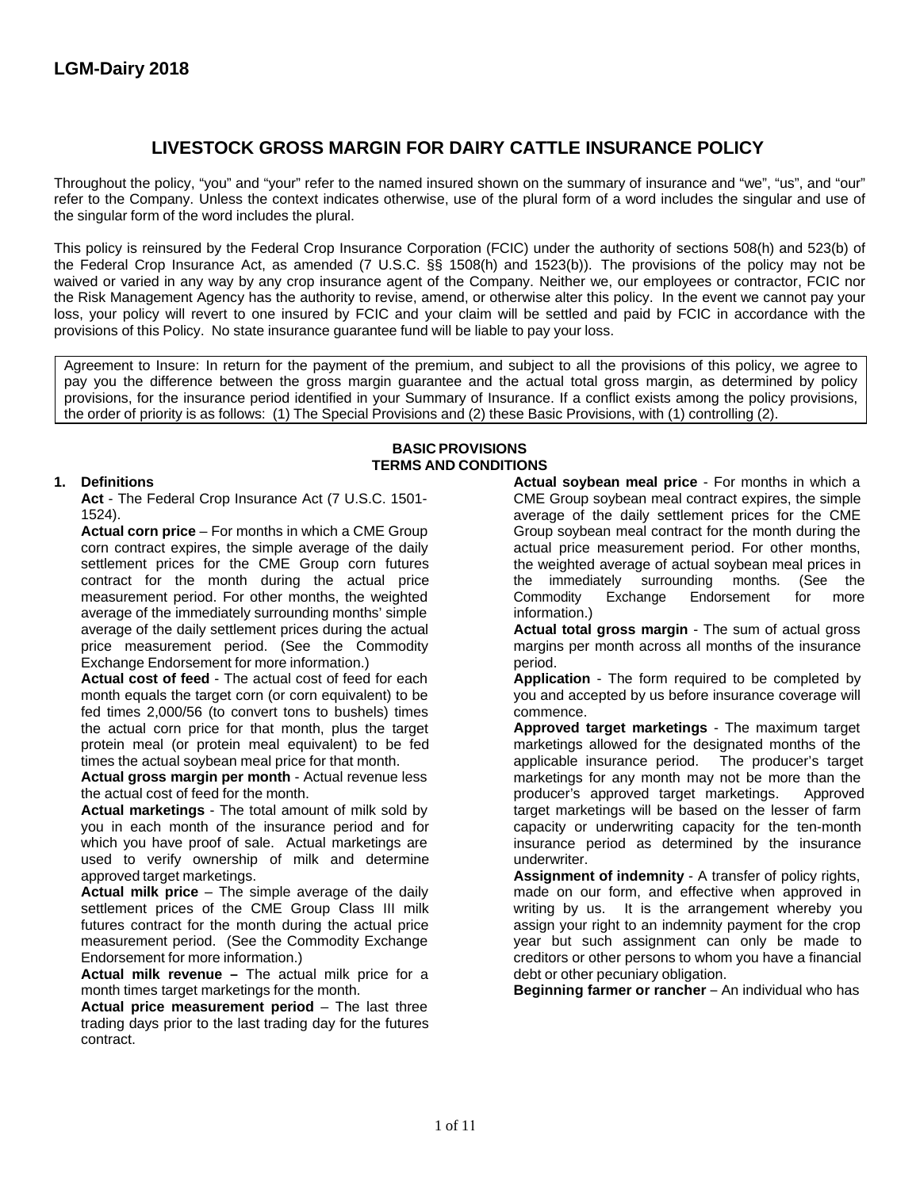**LGM-Dairy 2018**

# LIVESTOCK GROSS MARGIN FOR DAIRY CATTLE INSURANCE POLICY

Throughout the policy, "you" and "your" refer to the named insured shown on the summary of insurance and "we", "us", and "our" refer to the Company. Unless the context indicates otherwise, use of the plural form of a word includes the singular and use of the singular form of the word includes the plural.

This policy is reinsured by the Federal Crop Insurance Corporation (FCIC) under the authority of sections 508(h) and 523(b) of the Federal Crop Insurance Act, as amended (7 U.S.C. §§ 1508(h) and 1523(b)). The provisions of the policy may not be waived or varied in any way by any crop insurance agent of the Company. Neither we, our employees or contractor, FCIC nor the Risk Management Agency has the authority to revise, amend, or otherwise alter this policy. In the event we cannot pay your loss, your policy will revert to one insured by FCIC and your claim will be settled and paid by FCIC in accordance with the provisions of this Policy. No state insurance guarantee fund will be liable to pay your loss.

Agreement to Insure: In return for the payment of the premium, and subject to all the provisions of this policy, we agree to pay you the difference between the gross margin guarantee and the actual total gross margin, as determined by policy provisions, for the insurance period identified in your Summary of Insurance. If a conflict exists among the policy provisions, the order of priority is as follows: (1) The Special Provisions and (2) these Basic Provisions, with (1) controlling (2).

## BASIC PROVISIONS
## TERMS AND CONDITIONS

**1. Definitions**

**Act** - The Federal Crop Insurance Act (7 U.S.C. 1501-1524).

**Actual corn price** – For months in which a CME Group corn contract expires, the simple average of the daily settlement prices for the CME Group corn futures contract for the month during the actual price measurement period. For other months, the weighted average of the immediately surrounding months' simple average of the daily settlement prices during the actual price measurement period. (See the Commodity Exchange Endorsement for more information.)

**Actual cost of feed** - The actual cost of feed for each month equals the target corn (or corn equivalent) to be fed times 2,000/56 (to convert tons to bushels) times the actual corn price for that month, plus the target protein meal (or protein meal equivalent) to be fed times the actual soybean meal price for that month.

**Actual gross margin per month** - Actual revenue less the actual cost of feed for the month.

**Actual marketings** - The total amount of milk sold by you in each month of the insurance period and for which you have proof of sale. Actual marketings are used to verify ownership of milk and determine approved target marketings.

**Actual milk price** – The simple average of the daily settlement prices of the CME Group Class III milk futures contract for the month during the actual price measurement period. (See the Commodity Exchange Endorsement for more information.)

**Actual milk revenue –** The actual milk price for a month times target marketings for the month.

**Actual price measurement period** – The last three trading days prior to the last trading day for the futures contract.

**Actual soybean meal price** - For months in which a CME Group soybean meal contract expires, the simple average of the daily settlement prices for the CME Group soybean meal contract for the month during the actual price measurement period. For other months, the weighted average of actual soybean meal prices in the immediately surrounding months. (See the Commodity Exchange Endorsement for more information.)

**Actual total gross margin** - The sum of actual gross margins per month across all months of the insurance period.

**Application** - The form required to be completed by you and accepted by us before insurance coverage will commence.

**Approved target marketings** - The maximum target marketings allowed for the designated months of the applicable insurance period. The producer's target marketings for any month may not be more than the producer's approved target marketings. Approved target marketings will be based on the lesser of farm capacity or underwriting capacity for the ten-month insurance period as determined by the insurance underwriter.

**Assignment of indemnity** - A transfer of policy rights, made on our form, and effective when approved in writing by us. It is the arrangement whereby you assign your right to an indemnity payment for the crop year but such assignment can only be made to creditors or other persons to whom you have a financial debt or other pecuniary obligation.

**Beginning farmer or rancher** – An individual who has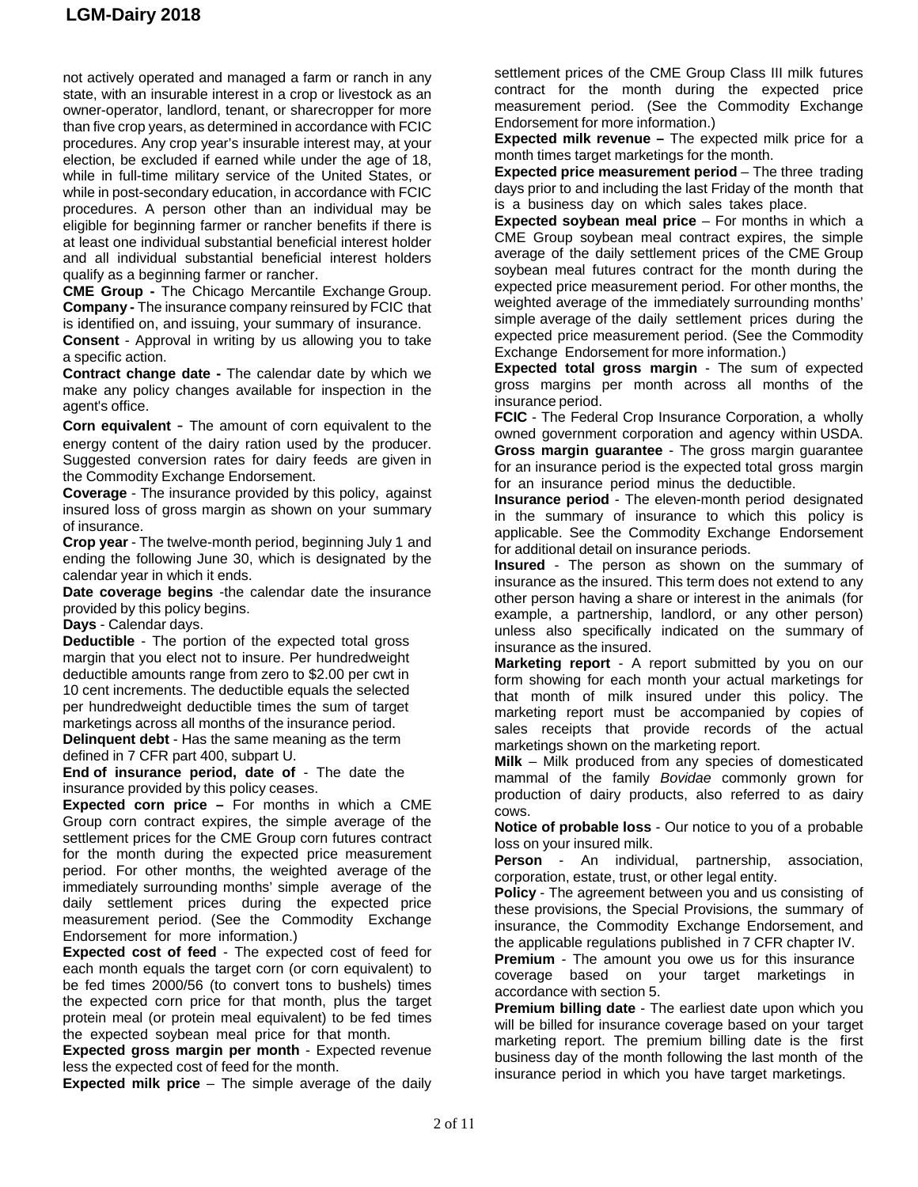not actively operated and managed a farm or ranch in any state, with an insurable interest in a crop or livestock as an owner-operator, landlord, tenant, or sharecropper for more than five crop years, as determined in accordance with FCIC procedures. Any crop year's insurable interest may, at your election, be excluded if earned while under the age of 18, while in full-time military service of the United States, or while in post-secondary education, in accordance with FCIC procedures. A person other than an individual may be eligible for beginning farmer or rancher benefits if there is at least one individual substantial beneficial interest holder and all individual substantial beneficial interest holders qualify as a beginning farmer or rancher.

**CME Group -** The Chicago Mercantile Exchange Group.

**Company -** The insurance company reinsured by FCIC that is identified on, and issuing, your summary of insurance.

**Consent** - Approval in writing by us allowing you to take a specific action.

**Contract change date -** The calendar date by which we make any policy changes available for inspection in the agent's office.

**Corn equivalent** - The amount of corn equivalent to the energy content of the dairy ration used by the producer. Suggested conversion rates for dairy feeds are given in the Commodity Exchange Endorsement.

**Coverage** - The insurance provided by this policy, against insured loss of gross margin as shown on your summary of insurance.

**Crop year** - The twelve-month period, beginning July 1 and ending the following June 30, which is designated by the calendar year in which it ends.

**Date coverage begins** -the calendar date the insurance provided by this policy begins.

**Days** - Calendar days.

**Deductible** - The portion of the expected total gross margin that you elect not to insure. Per hundredweight deductible amounts range from zero to $2.00 per cwt in 10 cent increments. The deductible equals the selected per hundredweight deductible times the sum of target marketings across all months of the insurance period.

**Delinquent debt** - Has the same meaning as the term defined in 7 CFR part 400, subpart U.

**End of insurance period, date of** - The date the insurance provided by this policy ceases.

**Expected corn price –** For months in which a CME Group corn contract expires, the simple average of the settlement prices for the CME Group corn futures contract for the month during the expected price measurement period. For other months, the weighted average of the immediately surrounding months' simple average of the daily settlement prices during the expected price measurement period. (See the Commodity Exchange Endorsement for more information.)

**Expected cost of feed** - The expected cost of feed for each month equals the target corn (or corn equivalent) to be fed times 2000/56 (to convert tons to bushels) times the expected corn price for that month, plus the target protein meal (or protein meal equivalent) to be fed times the expected soybean meal price for that month.

**Expected gross margin per month** - Expected revenue less the expected cost of feed for the month.

**Expected milk price** – The simple average of the daily settlement prices of the CME Group Class III milk futures contract for the month during the expected price measurement period. (See the Commodity Exchange Endorsement for more information.)

**Expected milk revenue –** The expected milk price for a month times target marketings for the month.

**Expected price measurement period** – The three trading days prior to and including the last Friday of the month that is a business day on which sales takes place.

**Expected soybean meal price** – For months in which a CME Group soybean meal contract expires, the simple average of the daily settlement prices of the CME Group soybean meal futures contract for the month during the expected price measurement period. For other months, the weighted average of the immediately surrounding months' simple average of the daily settlement prices during the expected price measurement period. (See the Commodity Exchange Endorsement for more information.)

**Expected total gross margin** - The sum of expected gross margins per month across all months of the insurance period.

**FCIC** - The Federal Crop Insurance Corporation, a wholly owned government corporation and agency within USDA.

**Gross margin guarantee** - The gross margin guarantee for an insurance period is the expected total gross margin for an insurance period minus the deductible.

**Insurance period** - The eleven-month period designated in the summary of insurance to which this policy is applicable. See the Commodity Exchange Endorsement for additional detail on insurance periods.

**Insured** - The person as shown on the summary of insurance as the insured. This term does not extend to any other person having a share or interest in the animals (for example, a partnership, landlord, or any other person) unless also specifically indicated on the summary of insurance as the insured.

**Marketing report** - A report submitted by you on our form showing for each month your actual marketings for that month of milk insured under this policy. The marketing report must be accompanied by copies of sales receipts that provide records of the actual marketings shown on the marketing report.

**Milk** – Milk produced from any species of domesticated mammal of the family *Bovidae* commonly grown for production of dairy products, also referred to as dairy cows.

**Notice of probable loss** - Our notice to you of a probable loss on your insured milk.

**Person** - An individual, partnership, association, corporation, estate, trust, or other legal entity.

**Policy** - The agreement between you and us consisting of these provisions, the Special Provisions, the summary of insurance, the Commodity Exchange Endorsement, and the applicable regulations published in 7 CFR chapter IV.

**Premium** - The amount you owe us for this insurance coverage based on your target marketings in accordance with section 5.

**Premium billing date** - The earliest date upon which you will be billed for insurance coverage based on your target marketing report. The premium billing date is the first business day of the month following the last month of the insurance period in which you have target marketings.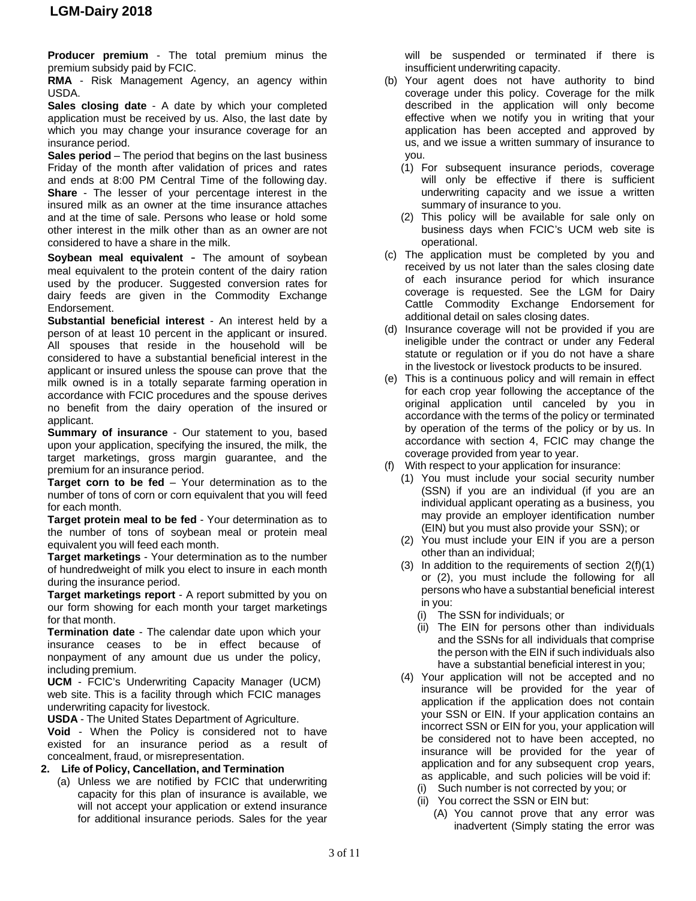**Producer premium** - The total premium minus the premium subsidy paid by FCIC.

**RMA** - Risk Management Agency, an agency within USDA.

**Sales closing date** - A date by which your completed application must be received by us. Also, the last date by which you may change your insurance coverage for an insurance period.

**Sales period** – The period that begins on the last business Friday of the month after validation of prices and rates and ends at 8:00 PM Central Time of the following day.

**Share** - The lesser of your percentage interest in the insured milk as an owner at the time insurance attaches and at the time of sale. Persons who lease or hold some other interest in the milk other than as an owner are not considered to have a share in the milk.

**Soybean meal equivalent** - The amount of soybean meal equivalent to the protein content of the dairy ration used by the producer. Suggested conversion rates for dairy feeds are given in the Commodity Exchange Endorsement.

**Substantial beneficial interest** - An interest held by a person of at least 10 percent in the applicant or insured. All spouses that reside in the household will be considered to have a substantial beneficial interest in the applicant or insured unless the spouse can prove that the milk owned is in a totally separate farming operation in accordance with FCIC procedures and the spouse derives no benefit from the dairy operation of the insured or applicant.

**Summary of insurance** - Our statement to you, based upon your application, specifying the insured, the milk, the target marketings, gross margin guarantee, and the premium for an insurance period.

**Target corn to be fed** – Your determination as to the number of tons of corn or corn equivalent that you will feed for each month.

**Target protein meal to be fed** - Your determination as to the number of tons of soybean meal or protein meal equivalent you will feed each month.

**Target marketings** - Your determination as to the number of hundredweight of milk you elect to insure in each month during the insurance period.

**Target marketings report** - A report submitted by you on our form showing for each month your target marketings for that month.

**Termination date** - The calendar date upon which your insurance ceases to be in effect because of nonpayment of any amount due us under the policy, including premium.

**UCM** - FCIC's Underwriting Capacity Manager (UCM) web site. This is a facility through which FCIC manages underwriting capacity for livestock.

**USDA** - The United States Department of Agriculture.

**Void** - When the Policy is considered not to have existed for an insurance period as a result of concealment, fraud, or misrepresentation.

**2. Life of Policy, Cancellation, and Termination**

(a) Unless we are notified by FCIC that underwriting capacity for this plan of insurance is available, we will not accept your application or extend insurance for additional insurance periods. Sales for the year will be suspended or terminated if there is insufficient underwriting capacity.

(b) Your agent does not have authority to bind coverage under this policy. Coverage for the milk described in the application will only become effective when we notify you in writing that your application has been accepted and approved by us, and we issue a written summary of insurance to you.

  (1) For subsequent insurance periods, coverage will only be effective if there is sufficient underwriting capacity and we issue a written summary of insurance to you.

  (2) This policy will be available for sale only on business days when FCIC's UCM web site is operational.

(c) The application must be completed by you and received by us not later than the sales closing date of each insurance period for which insurance coverage is requested. See the LGM for Dairy Cattle Commodity Exchange Endorsement for additional detail on sales closing dates.

(d) Insurance coverage will not be provided if you are ineligible under the contract or under any Federal statute or regulation or if you do not have a share in the livestock or livestock products to be insured.

(e) This is a continuous policy and will remain in effect for each crop year following the acceptance of the original application until canceled by you in accordance with the terms of the policy or terminated by operation of the terms of the policy or by us. In accordance with section 4, FCIC may change the coverage provided from year to year.

(f) With respect to your application for insurance:

  (1) You must include your social security number (SSN) if you are an individual (if you are an individual applicant operating as a business, you may provide an employer identification number (EIN) but you must also provide your SSN); or

  (2) You must include your EIN if you are a person other than an individual;

  (3) In addition to the requirements of section 2(f)(1) or (2), you must include the following for all persons who have a substantial beneficial interest in you:

    (i) The SSN for individuals; or

    (ii) The EIN for persons other than individuals and the SSNs for all individuals that comprise the person with the EIN if such individuals also have a substantial beneficial interest in you;

  (4) Your application will not be accepted and no insurance will be provided for the year of application if the application does not contain your SSN or EIN. If your application contains an incorrect SSN or EIN for you, your application will be considered not to have been accepted, no insurance will be provided for the year of application and for any subsequent crop years, as applicable, and such policies will be void if:

    (i) Such number is not corrected by you; or

    (ii) You correct the SSN or EIN but:

      (A) You cannot prove that any error was inadvertent (Simply stating the error was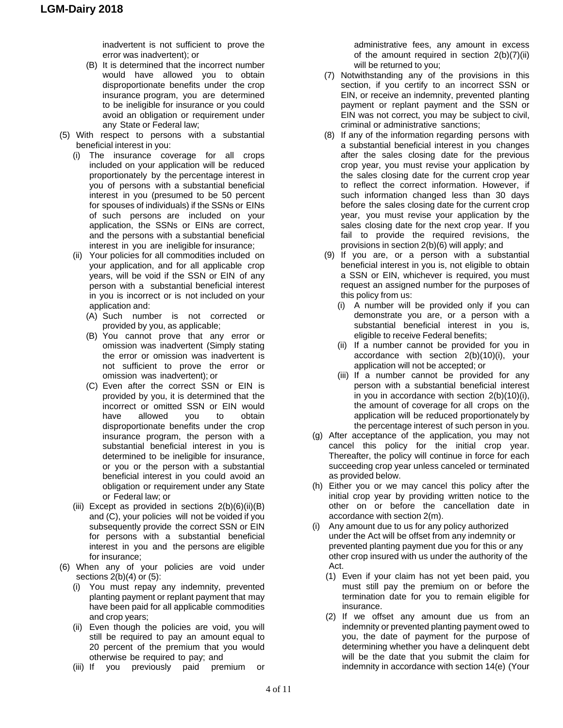inadvertent is not sufficient to prove the error was inadvertent); or

(B) It is determined that the incorrect number would have allowed you to obtain disproportionate benefits under the crop insurance program, you are determined to be ineligible for insurance or you could avoid an obligation or requirement under any State or Federal law;

(5) With respect to persons with a substantial beneficial interest in you:

(i) The insurance coverage for all crops included on your application will be reduced proportionately by the percentage interest in you of persons with a substantial beneficial interest in you (presumed to be 50 percent for spouses of individuals) if the SSNs or EINs of such persons are included on your application, the SSNs or EINs are correct, and the persons with a substantial beneficial interest in you are ineligible for insurance;

(ii) Your policies for all commodities included on your application, and for all applicable crop years, will be void if the SSN or EIN of any person with a substantial beneficial interest in you is incorrect or is not included on your application and:

(A) Such number is not corrected or provided by you, as applicable;

(B) You cannot prove that any error or omission was inadvertent (Simply stating the error or omission was inadvertent is not sufficient to prove the error or omission was inadvertent); or

(C) Even after the correct SSN or EIN is provided by you, it is determined that the incorrect or omitted SSN or EIN would have allowed you to obtain disproportionate benefits under the crop insurance program, the person with a substantial beneficial interest in you is determined to be ineligible for insurance, or you or the person with a substantial beneficial interest in you could avoid an obligation or requirement under any State or Federal law; or

(iii) Except as provided in sections 2(b)(6)(ii)(B) and (C), your policies will not be voided if you subsequently provide the correct SSN or EIN for persons with a substantial beneficial interest in you and the persons are eligible for insurance;

(6) When any of your policies are void under sections 2(b)(4) or (5):

(i) You must repay any indemnity, prevented planting payment or replant payment that may have been paid for all applicable commodities and crop years;

(ii) Even though the policies are void, you will still be required to pay an amount equal to 20 percent of the premium that you would otherwise be required to pay; and

(iii) If you previously paid premium or administrative fees, any amount in excess of the amount required in section 2(b)(7)(ii) will be returned to you;

(7) Notwithstanding any of the provisions in this section, if you certify to an incorrect SSN or EIN, or receive an indemnity, prevented planting payment or replant payment and the SSN or EIN was not correct, you may be subject to civil, criminal or administrative sanctions;

(8) If any of the information regarding persons with a substantial beneficial interest in you changes after the sales closing date for the previous crop year, you must revise your application by the sales closing date for the current crop year to reflect the correct information. However, if such information changed less than 30 days before the sales closing date for the current crop year, you must revise your application by the sales closing date for the next crop year. If you fail to provide the required revisions, the provisions in section 2(b)(6) will apply; and

(9) If you are, or a person with a substantial beneficial interest in you is, not eligible to obtain a SSN or EIN, whichever is required, you must request an assigned number for the purposes of this policy from us:

(i) A number will be provided only if you can demonstrate you are, or a person with a substantial beneficial interest in you is, eligible to receive Federal benefits;

(ii) If a number cannot be provided for you in accordance with section 2(b)(10)(i), your application will not be accepted; or

(iii) If a number cannot be provided for any person with a substantial beneficial interest in you in accordance with section 2(b)(10)(i), the amount of coverage for all crops on the application will be reduced proportionately by the percentage interest of such person in you.

(g) After acceptance of the application, you may not cancel this policy for the initial crop year. Thereafter, the policy will continue in force for each succeeding crop year unless canceled or terminated as provided below.

(h) Either you or we may cancel this policy after the initial crop year by providing written notice to the other on or before the cancellation date in accordance with section 2(m).

(i) Any amount due to us for any policy authorized under the Act will be offset from any indemnity or prevented planting payment due you for this or any other crop insured with us under the authority of the Act.

(1) Even if your claim has not yet been paid, you must still pay the premium on or before the termination date for you to remain eligible for insurance.

(2) If we offset any amount due us from an indemnity or prevented planting payment owed to you, the date of payment for the purpose of determining whether you have a delinquent debt will be the date that you submit the claim for indemnity in accordance with section 14(e) (Your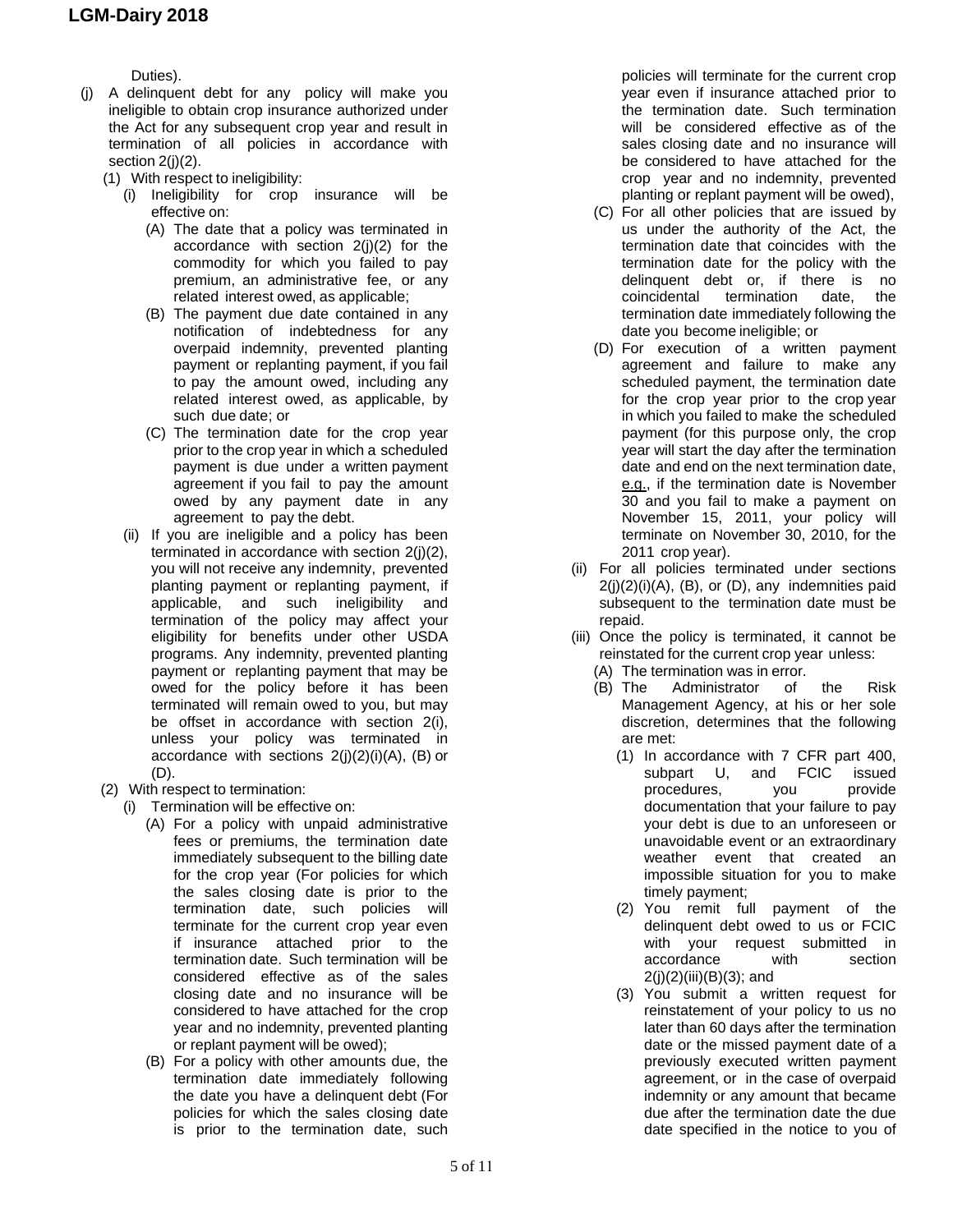Duties).

(j) A delinquent debt for any policy will make you ineligible to obtain crop insurance authorized under the Act for any subsequent crop year and result in termination of all policies in accordance with section 2(j)(2).

  (1) With respect to ineligibility:

    (i) Ineligibility for crop insurance will be effective on:

      (A) The date that a policy was terminated in accordance with section 2(j)(2) for the commodity for which you failed to pay premium, an administrative fee, or any related interest owed, as applicable;

      (B) The payment due date contained in any notification of indebtedness for any overpaid indemnity, prevented planting payment or replanting payment, if you fail to pay the amount owed, including any related interest owed, as applicable, by such due date; or

      (C) The termination date for the crop year prior to the crop year in which a scheduled payment is due under a written payment agreement if you fail to pay the amount owed by any payment date in any agreement to pay the debt.

    (ii) If you are ineligible and a policy has been terminated in accordance with section 2(j)(2), you will not receive any indemnity, prevented planting payment or replanting payment, if applicable, and such ineligibility and termination of the policy may affect your eligibility for benefits under other USDA programs. Any indemnity, prevented planting payment or replanting payment that may be owed for the policy before it has been terminated will remain owed to you, but may be offset in accordance with section 2(i), unless your policy was terminated in accordance with sections 2(j)(2)(i)(A), (B) or (D).

  (2) With respect to termination:

    (i) Termination will be effective on:

      (A) For a policy with unpaid administrative fees or premiums, the termination date immediately subsequent to the billing date for the crop year (For policies for which the sales closing date is prior to the termination date, such policies will terminate for the current crop year even if insurance attached prior to the termination date. Such termination will be considered effective as of the sales closing date and no insurance will be considered to have attached for the crop year and no indemnity, prevented planting or replant payment will be owed);

      (B) For a policy with other amounts due, the termination date immediately following the date you have a delinquent debt (For policies for which the sales closing date is prior to the termination date, such policies will terminate for the current crop year even if insurance attached prior to the termination date. Such termination will be considered effective as of the sales closing date and no insurance will be considered to have attached for the crop year and no indemnity, prevented planting or replant payment will be owed),

      (C) For all other policies that are issued by us under the authority of the Act, the termination date that coincides with the termination date for the policy with the delinquent debt or, if there is no coincidental termination date, the termination date immediately following the date you become ineligible; or

      (D) For execution of a written payment agreement and failure to make any scheduled payment, the termination date for the crop year prior to the crop year in which you failed to make the scheduled payment (for this purpose only, the crop year will start the day after the termination date and end on the next termination date, e.g., if the termination date is November 30 and you fail to make a payment on November 15, 2011, your policy will terminate on November 30, 2010, for the 2011 crop year).

    (ii) For all policies terminated under sections 2(j)(2)(i)(A), (B), or (D), any indemnities paid subsequent to the termination date must be repaid.

    (iii) Once the policy is terminated, it cannot be reinstated for the current crop year unless:

      (A) The termination was in error.

      (B) The Administrator of the Risk Management Agency, at his or her sole discretion, determines that the following are met:

        (1) In accordance with 7 CFR part 400, subpart U, and FCIC issued procedures, you provide documentation that your failure to pay your debt is due to an unforeseen or unavoidable event or an extraordinary weather event that created an impossible situation for you to make timely payment;

        (2) You remit full payment of the delinquent debt owed to us or FCIC with your request submitted in accordance with section 2(j)(2)(iii)(B)(3); and

        (3) You submit a written request for reinstatement of your policy to us no later than 60 days after the termination date or the missed payment date of a previously executed written payment agreement, or in the case of overpaid indemnity or any amount that became due after the termination date the due date specified in the notice to you of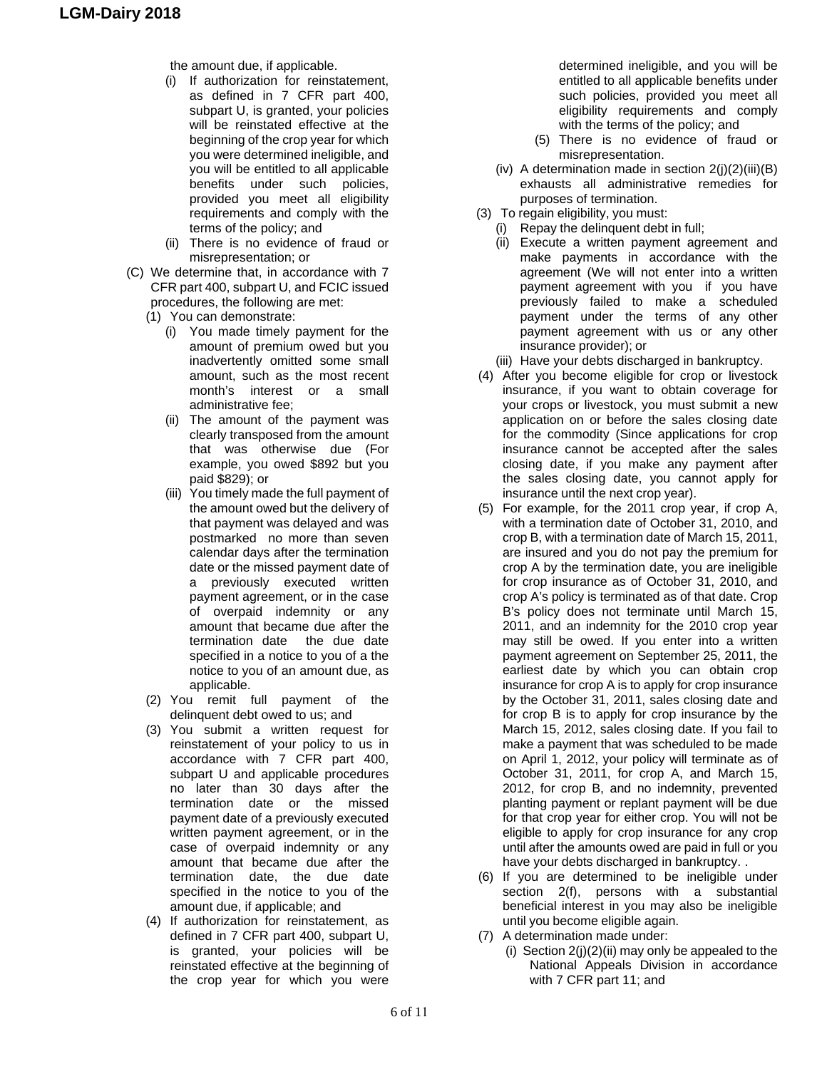the amount due, if applicable.

- (i) If authorization for reinstatement, as defined in 7 CFR part 400, subpart U, is granted, your policies will be reinstated effective at the beginning of the crop year for which you were determined ineligible, and you will be entitled to all applicable benefits under such policies, provided you meet all eligibility requirements and comply with the terms of the policy; and
- (ii) There is no evidence of fraud or misrepresentation; or

(C) We determine that, in accordance with 7 CFR part 400, subpart U, and FCIC issued procedures, the following are met:

- (1) You can demonstrate:
  - (i) You made timely payment for the amount of premium owed but you inadvertently omitted some small amount, such as the most recent month's interest or a small administrative fee;
  - (ii) The amount of the payment was clearly transposed from the amount that was otherwise due (For example, you owed $892 but you paid $829); or
  - (iii) You timely made the full payment of the amount owed but the delivery of that payment was delayed and was postmarked no more than seven calendar days after the termination date or the missed payment date of a previously executed written payment agreement, or in the case of overpaid indemnity or any amount that became due after the termination date the due date specified in a notice to you of a the notice to you of an amount due, as applicable.
- (2) You remit full payment of the delinquent debt owed to us; and
- (3) You submit a written request for reinstatement of your policy to us in accordance with 7 CFR part 400, subpart U and applicable procedures no later than 30 days after the termination date or the missed payment date of a previously executed written payment agreement, or in the case of overpaid indemnity or any amount that became due after the termination date, the due date specified in the notice to you of the amount due, if applicable; and
- (4) If authorization for reinstatement, as defined in 7 CFR part 400, subpart U, is granted, your policies will be reinstated effective at the beginning of the crop year for which you were determined ineligible, and you will be entitled to all applicable benefits under such policies, provided you meet all eligibility requirements and comply with the terms of the policy; and
- (5) There is no evidence of fraud or misrepresentation.

(iv) A determination made in section 2(j)(2)(iii)(B) exhausts all administrative remedies for purposes of termination.

(3) To regain eligibility, you must:

- (i) Repay the delinquent debt in full;
- (ii) Execute a written payment agreement and make payments in accordance with the agreement (We will not enter into a written payment agreement with you if you have previously failed to make a scheduled payment under the terms of any other payment agreement with us or any other insurance provider); or
- (iii) Have your debts discharged in bankruptcy.

(4) After you become eligible for crop or livestock insurance, if you want to obtain coverage for your crops or livestock, you must submit a new application on or before the sales closing date for the commodity (Since applications for crop insurance cannot be accepted after the sales closing date, if you make any payment after the sales closing date, you cannot apply for insurance until the next crop year).

(5) For example, for the 2011 crop year, if crop A, with a termination date of October 31, 2010, and crop B, with a termination date of March 15, 2011, are insured and you do not pay the premium for crop A by the termination date, you are ineligible for crop insurance as of October 31, 2010, and crop A's policy is terminated as of that date. Crop B's policy does not terminate until March 15, 2011, and an indemnity for the 2010 crop year may still be owed. If you enter into a written payment agreement on September 25, 2011, the earliest date by which you can obtain crop insurance for crop A is to apply for crop insurance by the October 31, 2011, sales closing date and for crop B is to apply for crop insurance by the March 15, 2012, sales closing date. If you fail to make a payment that was scheduled to be made on April 1, 2012, your policy will terminate as of October 31, 2011, for crop A, and March 15, 2012, for crop B, and no indemnity, prevented planting payment or replant payment will be due for that crop year for either crop. You will not be eligible to apply for crop insurance for any crop until after the amounts owed are paid in full or you have your debts discharged in bankruptcy. .

(6) If you are determined to be ineligible under section 2(f), persons with a substantial beneficial interest in you may also be ineligible until you become eligible again.

(7) A determination made under:

- (i) Section 2(j)(2)(ii) may only be appealed to the National Appeals Division in accordance with 7 CFR part 11; and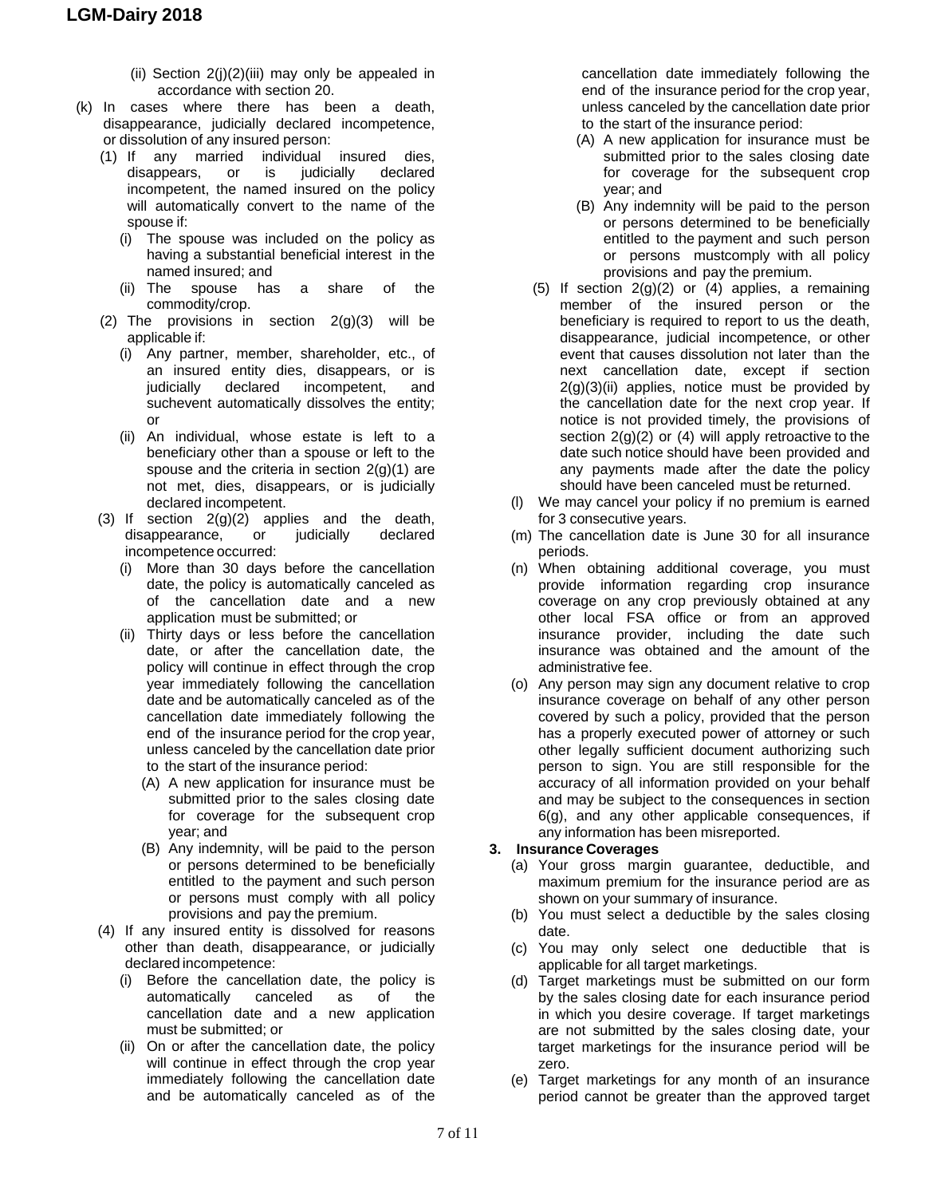(ii) Section 2(j)(2)(iii) may only be appealed in accordance with section 20.

(k) In cases where there has been a death, disappearance, judicially declared incompetence, or dissolution of any insured person:

(1) If any married individual insured dies, disappears, or is judicially declared incompetent, the named insured on the policy will automatically convert to the name of the spouse if:

(i) The spouse was included on the policy as having a substantial beneficial interest in the named insured; and

(ii) The spouse has a share of the commodity/crop.

(2) The provisions in section 2(g)(3) will be applicable if:

(i) Any partner, member, shareholder, etc., of an insured entity dies, disappears, or is judicially declared incompetent, and suchevent automatically dissolves the entity; or

(ii) An individual, whose estate is left to a beneficiary other than a spouse or left to the spouse and the criteria in section 2(g)(1) are not met, dies, disappears, or is judicially declared incompetent.

(3) If section 2(g)(2) applies and the death, disappearance, or judicially declared incompetence occurred:

(i) More than 30 days before the cancellation date, the policy is automatically canceled as of the cancellation date and a new application must be submitted; or

(ii) Thirty days or less before the cancellation date, or after the cancellation date, the policy will continue in effect through the crop year immediately following the cancellation date and be automatically canceled as of the cancellation date immediately following the end of the insurance period for the crop year, unless canceled by the cancellation date prior to the start of the insurance period:

(A) A new application for insurance must be submitted prior to the sales closing date for coverage for the subsequent crop year; and

(B) Any indemnity, will be paid to the person or persons determined to be beneficially entitled to the payment and such person or persons must comply with all policy provisions and pay the premium.

(4) If any insured entity is dissolved for reasons other than death, disappearance, or judicially declared incompetence:

(i) Before the cancellation date, the policy is automatically canceled as of the cancellation date and a new application must be submitted; or

(ii) On or after the cancellation date, the policy will continue in effect through the crop year immediately following the cancellation date and be automatically canceled as of the cancellation date immediately following the end of the insurance period for the crop year, unless canceled by the cancellation date prior to the start of the insurance period:

(A) A new application for insurance must be submitted prior to the sales closing date for coverage for the subsequent crop year; and

(B) Any indemnity will be paid to the person or persons determined to be beneficially entitled to the payment and such person or persons mustcomply with all policy provisions and pay the premium.

(5) If section 2(g)(2) or (4) applies, a remaining member of the insured person or the beneficiary is required to report to us the death, disappearance, judicial incompetence, or other event that causes dissolution not later than the next cancellation date, except if section 2(g)(3)(ii) applies, notice must be provided by the cancellation date for the next crop year. If notice is not provided timely, the provisions of section 2(g)(2) or (4) will apply retroactive to the date such notice should have been provided and any payments made after the date the policy should have been canceled must be returned.

(l) We may cancel your policy if no premium is earned for 3 consecutive years.

(m) The cancellation date is June 30 for all insurance periods.

(n) When obtaining additional coverage, you must provide information regarding crop insurance coverage on any crop previously obtained at any other local FSA office or from an approved insurance provider, including the date such insurance was obtained and the amount of the administrative fee.

(o) Any person may sign any document relative to crop insurance coverage on behalf of any other person covered by such a policy, provided that the person has a properly executed power of attorney or such other legally sufficient document authorizing such person to sign. You are still responsible for the accuracy of all information provided on your behalf and may be subject to the consequences in section 6(g), and any other applicable consequences, if any information has been misreported.

**3. Insurance Coverages**

(a) Your gross margin guarantee, deductible, and maximum premium for the insurance period are as shown on your summary of insurance.

(b) You must select a deductible by the sales closing date.

(c) You may only select one deductible that is applicable for all target marketings.

(d) Target marketings must be submitted on our form by the sales closing date for each insurance period in which you desire coverage. If target marketings are not submitted by the sales closing date, your target marketings for the insurance period will be zero.

(e) Target marketings for any month of an insurance period cannot be greater than the approved target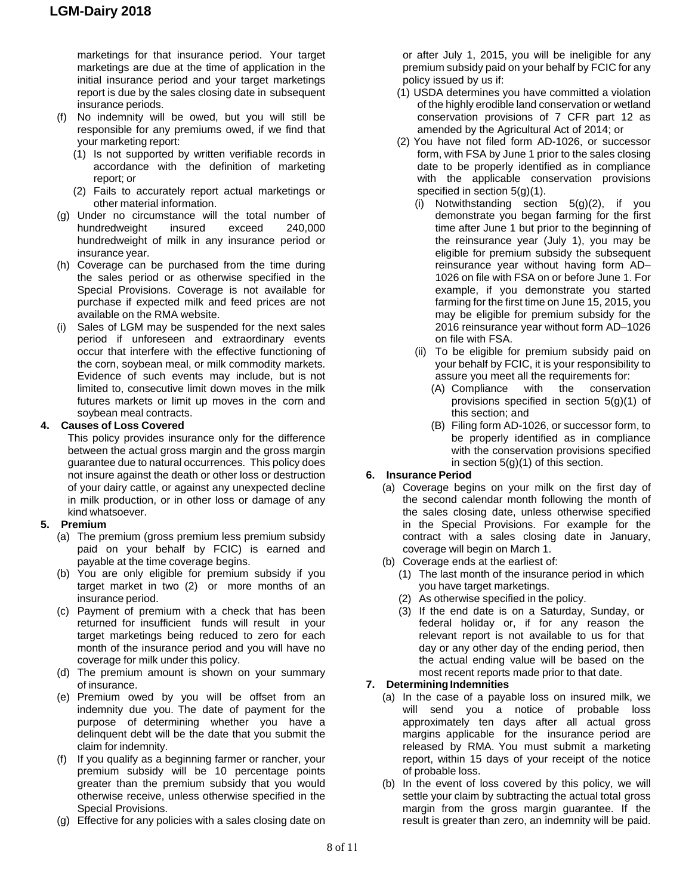marketings for that insurance period. Your target marketings are due at the time of application in the initial insurance period and your target marketings report is due by the sales closing date in subsequent insurance periods.

(f) No indemnity will be owed, but you will still be responsible for any premiums owed, if we find that your marketing report:

   (1) Is not supported by written verifiable records in accordance with the definition of marketing report; or

   (2) Fails to accurately report actual marketings or other material information.

(g) Under no circumstance will the total number of hundredweight insured exceed 240,000 hundredweight of milk in any insurance period or insurance year.

(h) Coverage can be purchased from the time during the sales period or as otherwise specified in the Special Provisions. Coverage is not available for purchase if expected milk and feed prices are not available on the RMA website.

(i) Sales of LGM may be suspended for the next sales period if unforeseen and extraordinary events occur that interfere with the effective functioning of the corn, soybean meal, or milk commodity markets. Evidence of such events may include, but is not limited to, consecutive limit down moves in the milk futures markets or limit up moves in the corn and soybean meal contracts.

**4. Causes of Loss Covered**

This policy provides insurance only for the difference between the actual gross margin and the gross margin guarantee due to natural occurrences. This policy does not insure against the death or other loss or destruction of your dairy cattle, or against any unexpected decline in milk production, or in other loss or damage of any kind whatsoever.

**5. Premium**

(a) The premium (gross premium less premium subsidy paid on your behalf by FCIC) is earned and payable at the time coverage begins.

(b) You are only eligible for premium subsidy if you target market in two (2) or more months of an insurance period.

(c) Payment of premium with a check that has been returned for insufficient funds will result in your target marketings being reduced to zero for each month of the insurance period and you will have no coverage for milk under this policy.

(d) The premium amount is shown on your summary of insurance.

(e) Premium owed by you will be offset from an indemnity due you. The date of payment for the purpose of determining whether you have a delinquent debt will be the date that you submit the claim for indemnity.

(f) If you qualify as a beginning farmer or rancher, your premium subsidy will be 10 percentage points greater than the premium subsidy that you would otherwise receive, unless otherwise specified in the Special Provisions.

(g) Effective for any policies with a sales closing date on or after July 1, 2015, you will be ineligible for any premium subsidy paid on your behalf by FCIC for any policy issued by us if:

   (1) USDA determines you have committed a violation of the highly erodible land conservation or wetland conservation provisions of 7 CFR part 12 as amended by the Agricultural Act of 2014; or

   (2) You have not filed form AD-1026, or successor form, with FSA by June 1 prior to the sales closing date to be properly identified as in compliance with the applicable conservation provisions specified in section 5(g)(1).

      (i) Notwithstanding section 5(g)(2), if you demonstrate you began farming for the first time after June 1 but prior to the beginning of the reinsurance year (July 1), you may be eligible for premium subsidy the subsequent reinsurance year without having form AD–1026 on file with FSA on or before June 1. For example, if you demonstrate you started farming for the first time on June 15, 2015, you may be eligible for premium subsidy for the 2016 reinsurance year without form AD–1026 on file with FSA.

      (ii) To be eligible for premium subsidy paid on your behalf by FCIC, it is your responsibility to assure you meet all the requirements for:

         (A) Compliance with the conservation provisions specified in section 5(g)(1) of this section; and

         (B) Filing form AD-1026, or successor form, to be properly identified as in compliance with the conservation provisions specified in section 5(g)(1) of this section.

**6. Insurance Period**

(a) Coverage begins on your milk on the first day of the second calendar month following the month of the sales closing date, unless otherwise specified in the Special Provisions. For example for the contract with a sales closing date in January, coverage will begin on March 1.

(b) Coverage ends at the earliest of:

   (1) The last month of the insurance period in which you have target marketings.

   (2) As otherwise specified in the policy.

   (3) If the end date is on a Saturday, Sunday, or federal holiday or, if for any reason the relevant report is not available to us for that day or any other day of the ending period, then the actual ending value will be based on the most recent reports made prior to that date.

**7. Determining Indemnities**

(a) In the case of a payable loss on insured milk, we will send you a notice of probable loss approximately ten days after all actual gross margins applicable for the insurance period are released by RMA. You must submit a marketing report, within 15 days of your receipt of the notice of probable loss.

(b) In the event of loss covered by this policy, we will settle your claim by subtracting the actual total gross margin from the gross margin guarantee. If the result is greater than zero, an indemnity will be paid.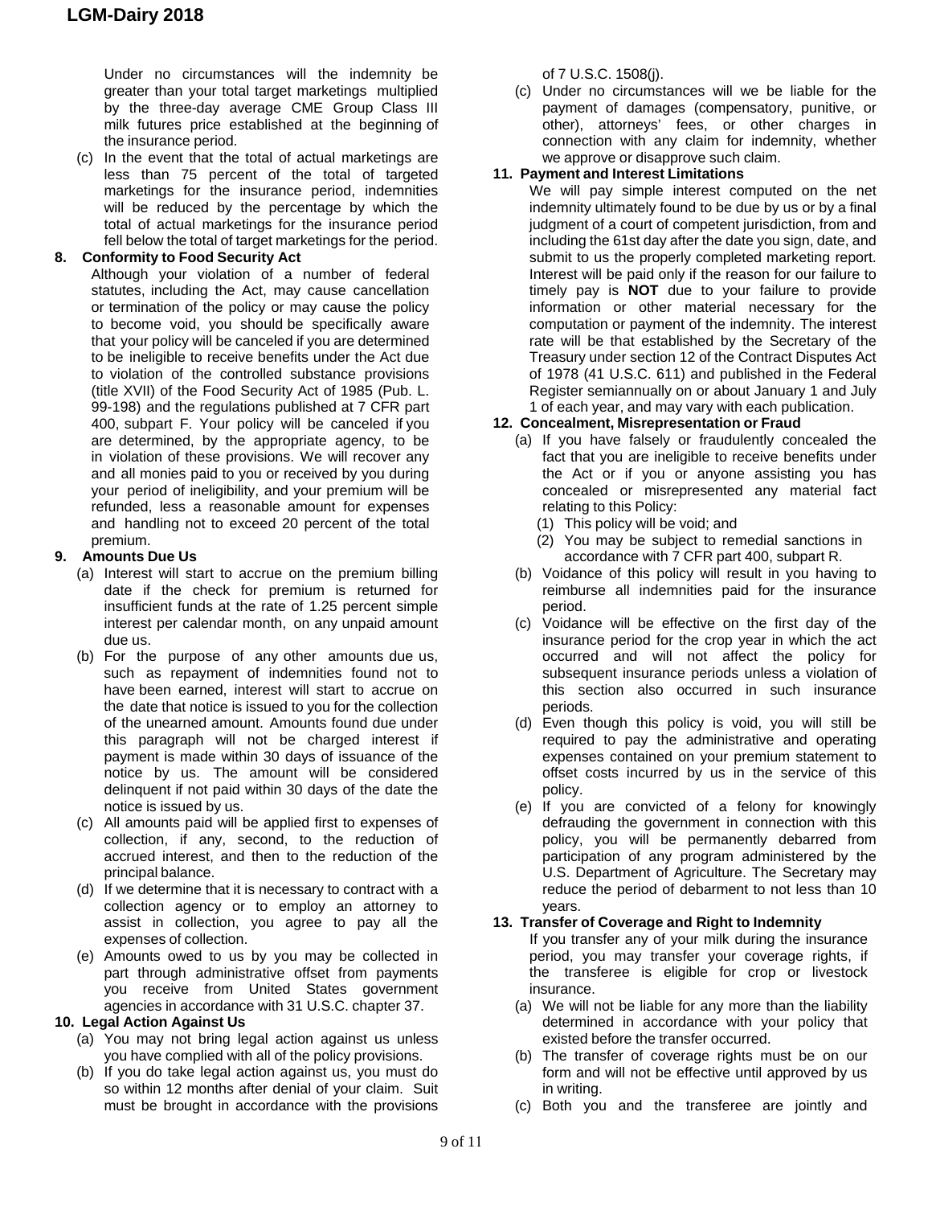Under no circumstances will the indemnity be greater than your total target marketings multiplied by the three-day average CME Group Class III milk futures price established at the beginning of the insurance period.

(c) In the event that the total of actual marketings are less than 75 percent of the total of targeted marketings for the insurance period, indemnities will be reduced by the percentage by which the total of actual marketings for the insurance period fell below the total of target marketings for the period.

**8. Conformity to Food Security Act**

Although your violation of a number of federal statutes, including the Act, may cause cancellation or termination of the policy or may cause the policy to become void, you should be specifically aware that your policy will be canceled if you are determined to be ineligible to receive benefits under the Act due to violation of the controlled substance provisions (title XVII) of the Food Security Act of 1985 (Pub. L. 99-198) and the regulations published at 7 CFR part 400, subpart F. Your policy will be canceled if you are determined, by the appropriate agency, to be in violation of these provisions. We will recover any and all monies paid to you or received by you during your period of ineligibility, and your premium will be refunded, less a reasonable amount for expenses and handling not to exceed 20 percent of the total premium.

**9. Amounts Due Us**

(a) Interest will start to accrue on the premium billing date if the check for premium is returned for insufficient funds at the rate of 1.25 percent simple interest per calendar month, on any unpaid amount due us.

(b) For the purpose of any other amounts due us, such as repayment of indemnities found not to have been earned, interest will start to accrue on the date that notice is issued to you for the collection of the unearned amount. Amounts found due under this paragraph will not be charged interest if payment is made within 30 days of issuance of the notice by us. The amount will be considered delinquent if not paid within 30 days of the date the notice is issued by us.

(c) All amounts paid will be applied first to expenses of collection, if any, second, to the reduction of accrued interest, and then to the reduction of the principal balance.

(d) If we determine that it is necessary to contract with a collection agency or to employ an attorney to assist in collection, you agree to pay all the expenses of collection.

(e) Amounts owed to us by you may be collected in part through administrative offset from payments you receive from United States government agencies in accordance with 31 U.S.C. chapter 37.

**10. Legal Action Against Us**

(a) You may not bring legal action against us unless you have complied with all of the policy provisions.

(b) If you do take legal action against us, you must do so within 12 months after denial of your claim. Suit must be brought in accordance with the provisions of 7 U.S.C. 1508(j).

(c) Under no circumstances will we be liable for the payment of damages (compensatory, punitive, or other), attorneys' fees, or other charges in connection with any claim for indemnity, whether we approve or disapprove such claim.

**11. Payment and Interest Limitations**

We will pay simple interest computed on the net indemnity ultimately found to be due by us or by a final judgment of a court of competent jurisdiction, from and including the 61st day after the date you sign, date, and submit to us the properly completed marketing report. Interest will be paid only if the reason for our failure to timely pay is **NOT** due to your failure to provide information or other material necessary for the computation or payment of the indemnity. The interest rate will be that established by the Secretary of the Treasury under section 12 of the Contract Disputes Act of 1978 (41 U.S.C. 611) and published in the Federal Register semiannually on or about January 1 and July 1 of each year, and may vary with each publication.

**12. Concealment, Misrepresentation or Fraud**

(a) If you have falsely or fraudulently concealed the fact that you are ineligible to receive benefits under the Act or if you or anyone assisting you has concealed or misrepresented any material fact relating to this Policy:

(1) This policy will be void; and

(2) You may be subject to remedial sanctions in accordance with 7 CFR part 400, subpart R.

(b) Voidance of this policy will result in you having to reimburse all indemnities paid for the insurance period.

(c) Voidance will be effective on the first day of the insurance period for the crop year in which the act occurred and will not affect the policy for subsequent insurance periods unless a violation of this section also occurred in such insurance periods.

(d) Even though this policy is void, you will still be required to pay the administrative and operating expenses contained on your premium statement to offset costs incurred by us in the service of this policy.

(e) If you are convicted of a felony for knowingly defrauding the government in connection with this policy, you will be permanently debarred from participation of any program administered by the U.S. Department of Agriculture. The Secretary may reduce the period of debarment to not less than 10 years.

**13. Transfer of Coverage and Right to Indemnity**

If you transfer any of your milk during the insurance period, you may transfer your coverage rights, if the transferee is eligible for crop or livestock insurance.

(a) We will not be liable for any more than the liability determined in accordance with your policy that existed before the transfer occurred.

(b) The transfer of coverage rights must be on our form and will not be effective until approved by us in writing.

(c) Both you and the transferee are jointly and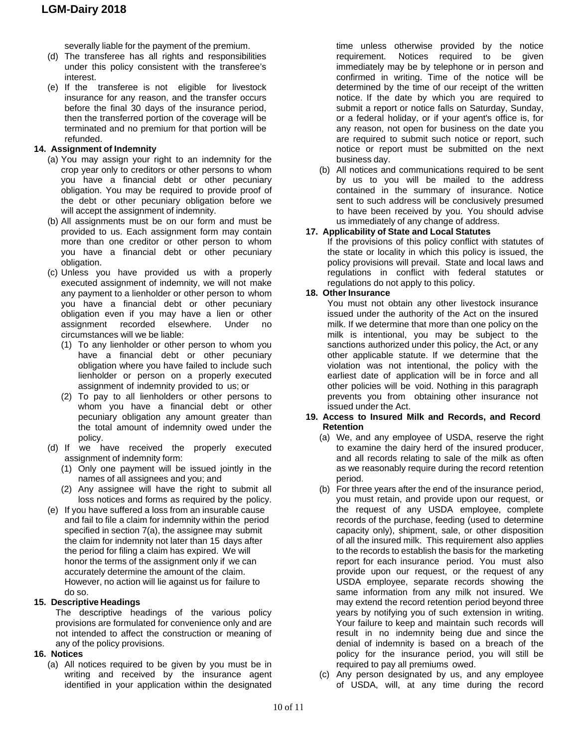severally liable for the payment of the premium.

(d) The transferee has all rights and responsibilities under this policy consistent with the transferee's interest.

(e) If the transferee is not eligible for livestock insurance for any reason, and the transfer occurs before the final 30 days of the insurance period, then the transferred portion of the coverage will be terminated and no premium for that portion will be refunded.

**14. Assignment of Indemnity**

(a) You may assign your right to an indemnity for the crop year only to creditors or other persons to whom you have a financial debt or other pecuniary obligation. You may be required to provide proof of the debt or other pecuniary obligation before we will accept the assignment of indemnity.

(b) All assignments must be on our form and must be provided to us. Each assignment form may contain more than one creditor or other person to whom you have a financial debt or other pecuniary obligation.

(c) Unless you have provided us with a properly executed assignment of indemnity, we will not make any payment to a lienholder or other person to whom you have a financial debt or other pecuniary obligation even if you may have a lien or other assignment recorded elsewhere. Under no circumstances will we be liable:

(1) To any lienholder or other person to whom you have a financial debt or other pecuniary obligation where you have failed to include such lienholder or person on a properly executed assignment of indemnity provided to us; or

(2) To pay to all lienholders or other persons to whom you have a financial debt or other pecuniary obligation any amount greater than the total amount of indemnity owed under the policy.

(d) If we have received the properly executed assignment of indemnity form:

(1) Only one payment will be issued jointly in the names of all assignees and you; and

(2) Any assignee will have the right to submit all loss notices and forms as required by the policy.

(e) If you have suffered a loss from an insurable cause and fail to file a claim for indemnity within the period specified in section 7(a), the assignee may submit the claim for indemnity not later than 15 days after the period for filing a claim has expired. We will honor the terms of the assignment only if we can accurately determine the amount of the claim. However, no action will lie against us for failure to do so.

**15. Descriptive Headings**

The descriptive headings of the various policy provisions are formulated for convenience only and are not intended to affect the construction or meaning of any of the policy provisions.

**16. Notices**

(a) All notices required to be given by you must be in writing and received by the insurance agent identified in your application within the designated time unless otherwise provided by the notice requirement. Notices required to be given immediately may be by telephone or in person and confirmed in writing. Time of the notice will be determined by the time of our receipt of the written notice. If the date by which you are required to submit a report or notice falls on Saturday, Sunday, or a federal holiday, or if your agent's office is, for any reason, not open for business on the date you are required to submit such notice or report, such notice or report must be submitted on the next business day.

(b) All notices and communications required to be sent by us to you will be mailed to the address contained in the summary of insurance. Notice sent to such address will be conclusively presumed to have been received by you. You should advise us immediately of any change of address.

**17. Applicability of State and Local Statutes**

If the provisions of this policy conflict with statutes of the state or locality in which this policy is issued, the policy provisions will prevail. State and local laws and regulations in conflict with federal statutes or regulations do not apply to this policy.

**18. Other Insurance**

You must not obtain any other livestock insurance issued under the authority of the Act on the insured milk. If we determine that more than one policy on the milk is intentional, you may be subject to the sanctions authorized under this policy, the Act, or any other applicable statute. If we determine that the violation was not intentional, the policy with the earliest date of application will be in force and all other policies will be void. Nothing in this paragraph prevents you from obtaining other insurance not issued under the Act.

**19. Access to Insured Milk and Records, and Record Retention**

(a) We, and any employee of USDA, reserve the right to examine the dairy herd of the insured producer, and all records relating to sale of the milk as often as we reasonably require during the record retention period.

(b) For three years after the end of the insurance period, you must retain, and provide upon our request, or the request of any USDA employee, complete records of the purchase, feeding (used to determine capacity only), shipment, sale, or other disposition of all the insured milk. This requirement also applies to the records to establish the basis for the marketing report for each insurance period. You must also provide upon our request, or the request of any USDA employee, separate records showing the same information from any milk not insured. We may extend the record retention period beyond three years by notifying you of such extension in writing. Your failure to keep and maintain such records will result in no indemnity being due and since the denial of indemnity is based on a breach of the policy for the insurance period, you will still be required to pay all premiums owed.

(c) Any person designated by us, and any employee of USDA, will, at any time during the record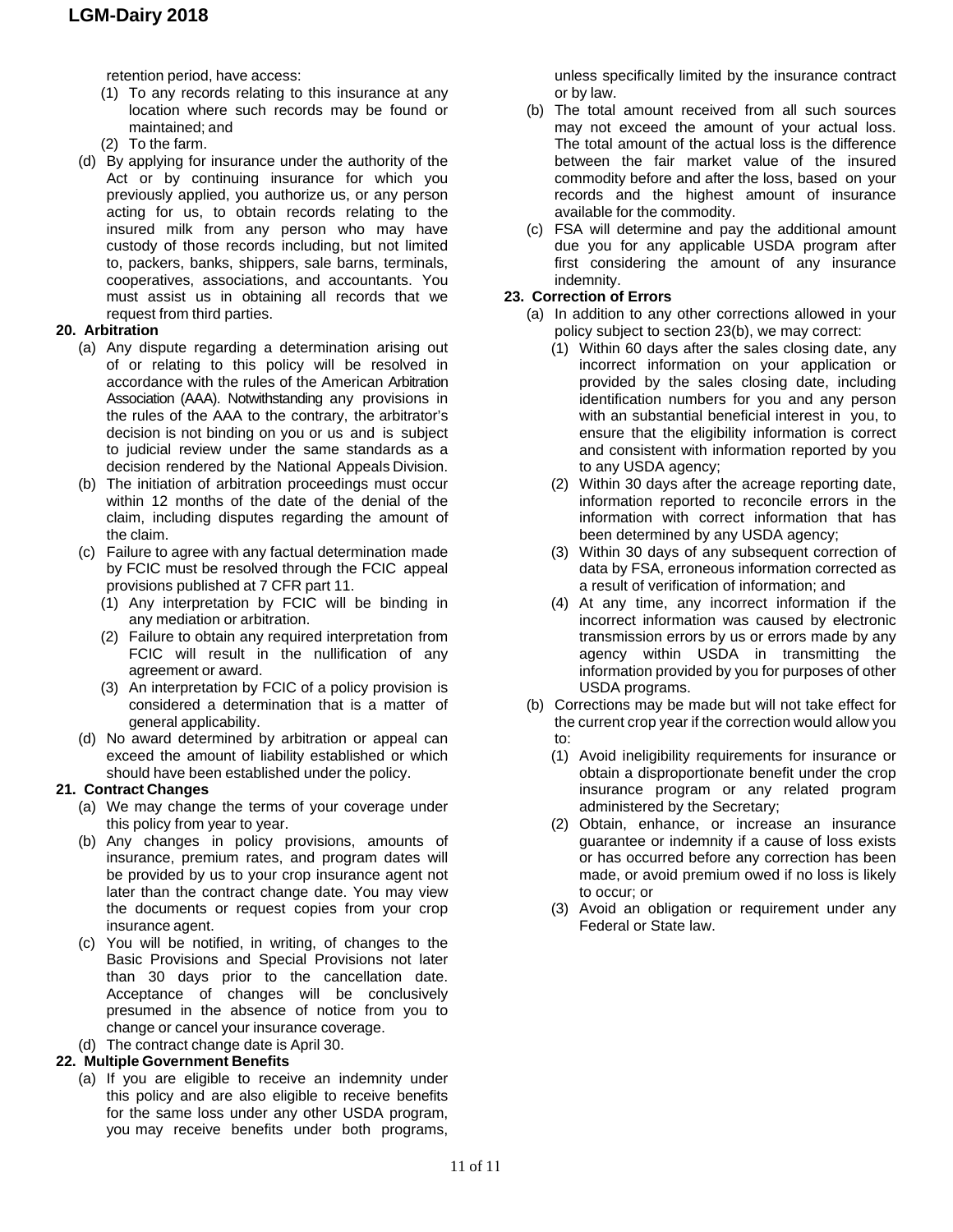retention period, have access:

(1) To any records relating to this insurance at any location where such records may be found or maintained; and

(2) To the farm.

(d) By applying for insurance under the authority of the Act or by continuing insurance for which you previously applied, you authorize us, or any person acting for us, to obtain records relating to the insured milk from any person who may have custody of those records including, but not limited to, packers, banks, shippers, sale barns, terminals, cooperatives, associations, and accountants. You must assist us in obtaining all records that we request from third parties.

**20. Arbitration**

(a) Any dispute regarding a determination arising out of or relating to this policy will be resolved in accordance with the rules of the American Arbitration Association (AAA). Notwithstanding any provisions in the rules of the AAA to the contrary, the arbitrator's decision is not binding on you or us and is subject to judicial review under the same standards as a decision rendered by the National Appeals Division.

(b) The initiation of arbitration proceedings must occur within 12 months of the date of the denial of the claim, including disputes regarding the amount of the claim.

(c) Failure to agree with any factual determination made by FCIC must be resolved through the FCIC appeal provisions published at 7 CFR part 11.

(1) Any interpretation by FCIC will be binding in any mediation or arbitration.

(2) Failure to obtain any required interpretation from FCIC will result in the nullification of any agreement or award.

(3) An interpretation by FCIC of a policy provision is considered a determination that is a matter of general applicability.

(d) No award determined by arbitration or appeal can exceed the amount of liability established or which should have been established under the policy.

**21. Contract Changes**

(a) We may change the terms of your coverage under this policy from year to year.

(b) Any changes in policy provisions, amounts of insurance, premium rates, and program dates will be provided by us to your crop insurance agent not later than the contract change date. You may view the documents or request copies from your crop insurance agent.

(c) You will be notified, in writing, of changes to the Basic Provisions and Special Provisions not later than 30 days prior to the cancellation date. Acceptance of changes will be conclusively presumed in the absence of notice from you to change or cancel your insurance coverage.

(d) The contract change date is April 30.

**22. Multiple Government Benefits**

(a) If you are eligible to receive an indemnity under this policy and are also eligible to receive benefits for the same loss under any other USDA program, you may receive benefits under both programs, unless specifically limited by the insurance contract or by law.

(b) The total amount received from all such sources may not exceed the amount of your actual loss. The total amount of the actual loss is the difference between the fair market value of the insured commodity before and after the loss, based on your records and the highest amount of insurance available for the commodity.

(c) FSA will determine and pay the additional amount due you for any applicable USDA program after first considering the amount of any insurance indemnity.

**23. Correction of Errors**

(a) In addition to any other corrections allowed in your policy subject to section 23(b), we may correct:

(1) Within 60 days after the sales closing date, any incorrect information on your application or provided by the sales closing date, including identification numbers for you and any person with an substantial beneficial interest in you, to ensure that the eligibility information is correct and consistent with information reported by you to any USDA agency;

(2) Within 30 days after the acreage reporting date, information reported to reconcile errors in the information with correct information that has been determined by any USDA agency;

(3) Within 30 days of any subsequent correction of data by FSA, erroneous information corrected as a result of verification of information; and

(4) At any time, any incorrect information if the incorrect information was caused by electronic transmission errors by us or errors made by any agency within USDA in transmitting the information provided by you for purposes of other USDA programs.

(b) Corrections may be made but will not take effect for the current crop year if the correction would allow you to:

(1) Avoid ineligibility requirements for insurance or obtain a disproportionate benefit under the crop insurance program or any related program administered by the Secretary;

(2) Obtain, enhance, or increase an insurance guarantee or indemnity if a cause of loss exists or has occurred before any correction has been made, or avoid premium owed if no loss is likely to occur; or

(3) Avoid an obligation or requirement under any Federal or State law.